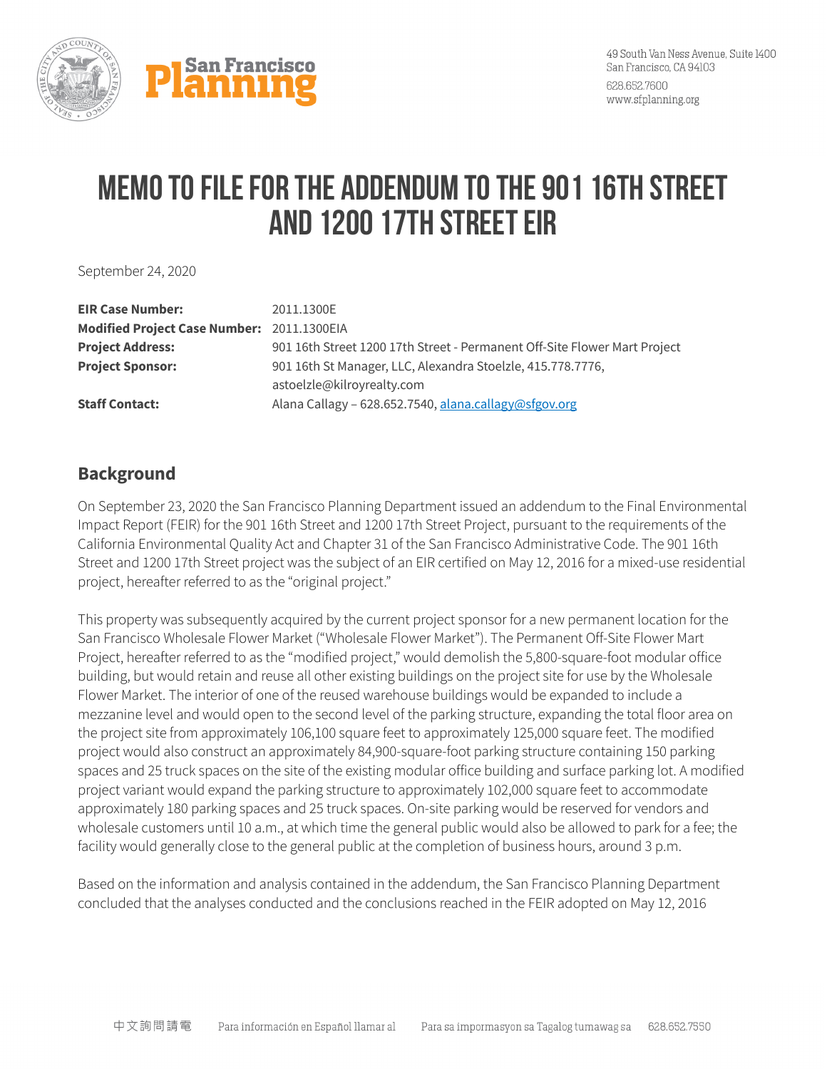# MEMO TO FILE FOR THE ADDENDUM TO THE 901 16TH STREET AND 1200 17TH STREET EIR

September 24, 2020

| | |
|---|---|
| **EIR Case Number:** | 2011.1300E |
| **Modified Project Case Number:** | 2011.1300EIA |
| **Project Address:** | 901 16th Street 1200 17th Street - Permanent Off-Site Flower Mart Project |
| **Project Sponsor:** | 901 16th St Manager, LLC, Alexandra Stoelzle, 415.778.7776, astoelzle@kilroyrealty.com |
| **Staff Contact:** | Alana Callagy – 628.652.7540, alana.callagy@sfgov.org |

## Background

On September 23, 2020 the San Francisco Planning Department issued an addendum to the Final Environmental Impact Report (FEIR) for the 901 16th Street and 1200 17th Street Project, pursuant to the requirements of the California Environmental Quality Act and Chapter 31 of the San Francisco Administrative Code. The 901 16th Street and 1200 17th Street project was the subject of an EIR certified on May 12, 2016 for a mixed-use residential project, hereafter referred to as the "original project."

This property was subsequently acquired by the current project sponsor for a new permanent location for the San Francisco Wholesale Flower Market ("Wholesale Flower Market"). The Permanent Off-Site Flower Mart Project, hereafter referred to as the "modified project," would demolish the 5,800-square-foot modular office building, but would retain and reuse all other existing buildings on the project site for use by the Wholesale Flower Market. The interior of one of the reused warehouse buildings would be expanded to include a mezzanine level and would open to the second level of the parking structure, expanding the total floor area on the project site from approximately 106,100 square feet to approximately 125,000 square feet. The modified project would also construct an approximately 84,900-square-foot parking structure containing 150 parking spaces and 25 truck spaces on the site of the existing modular office building and surface parking lot. A modified project variant would expand the parking structure to approximately 102,000 square feet to accommodate approximately 180 parking spaces and 25 truck spaces. On-site parking would be reserved for vendors and wholesale customers until 10 a.m., at which time the general public would also be allowed to park for a fee; the facility would generally close to the general public at the completion of business hours, around 3 p.m.

Based on the information and analysis contained in the addendum, the San Francisco Planning Department concluded that the analyses conducted and the conclusions reached in the FEIR adopted on May 12, 2016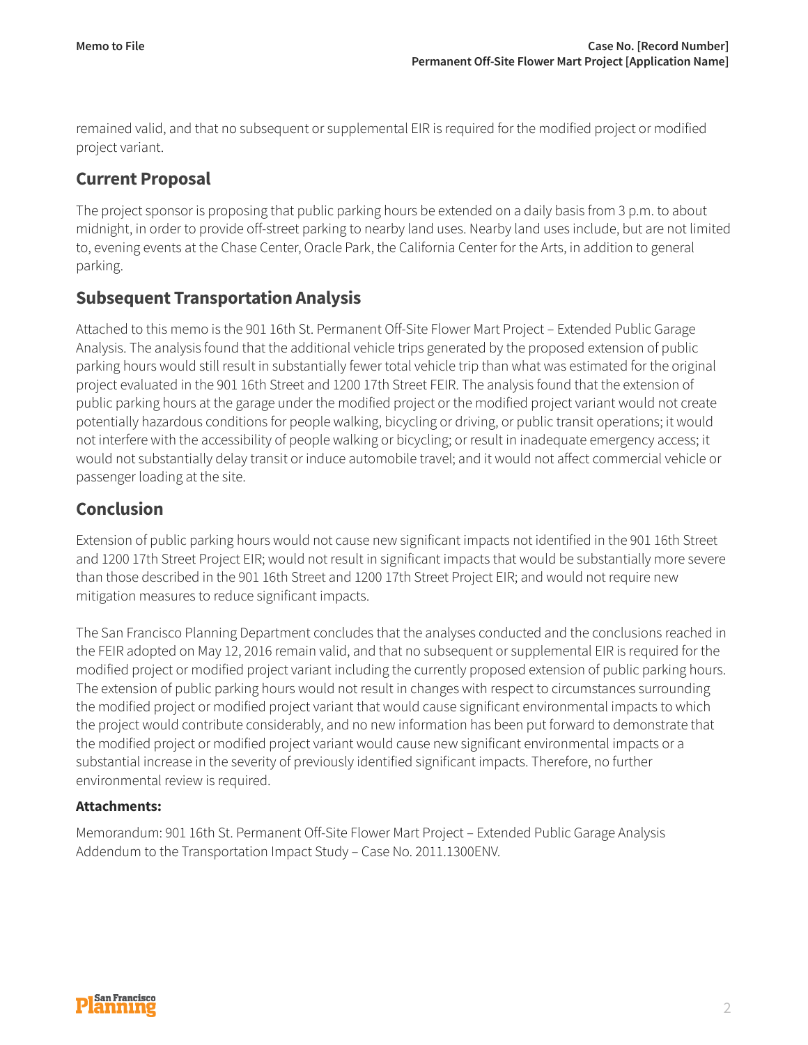remained valid, and that no subsequent or supplemental EIR is required for the modified project or modified project variant.

## Current Proposal

The project sponsor is proposing that public parking hours be extended on a daily basis from 3 p.m. to about midnight, in order to provide off-street parking to nearby land uses. Nearby land uses include, but are not limited to, evening events at the Chase Center, Oracle Park, the California Center for the Arts, in addition to general parking.

## Subsequent Transportation Analysis

Attached to this memo is the 901 16th St. Permanent Off-Site Flower Mart Project – Extended Public Garage Analysis. The analysis found that the additional vehicle trips generated by the proposed extension of public parking hours would still result in substantially fewer total vehicle trip than what was estimated for the original project evaluated in the 901 16th Street and 1200 17th Street FEIR. The analysis found that the extension of public parking hours at the garage under the modified project or the modified project variant would not create potentially hazardous conditions for people walking, bicycling or driving, or public transit operations; it would not interfere with the accessibility of people walking or bicycling; or result in inadequate emergency access; it would not substantially delay transit or induce automobile travel; and it would not affect commercial vehicle or passenger loading at the site.

## Conclusion

Extension of public parking hours would not cause new significant impacts not identified in the 901 16th Street and 1200 17th Street Project EIR; would not result in significant impacts that would be substantially more severe than those described in the 901 16th Street and 1200 17th Street Project EIR; and would not require new mitigation measures to reduce significant impacts.

The San Francisco Planning Department concludes that the analyses conducted and the conclusions reached in the FEIR adopted on May 12, 2016 remain valid, and that no subsequent or supplemental EIR is required for the modified project or modified project variant including the currently proposed extension of public parking hours. The extension of public parking hours would not result in changes with respect to circumstances surrounding the modified project or modified project variant that would cause significant environmental impacts to which the project would contribute considerably, and no new information has been put forward to demonstrate that the modified project or modified project variant would cause new significant environmental impacts or a substantial increase in the severity of previously identified significant impacts. Therefore, no further environmental review is required.

**Attachments:**

Memorandum: 901 16th St. Permanent Off-Site Flower Mart Project – Extended Public Garage Analysis Addendum to the Transportation Impact Study – Case No. 2011.1300ENV.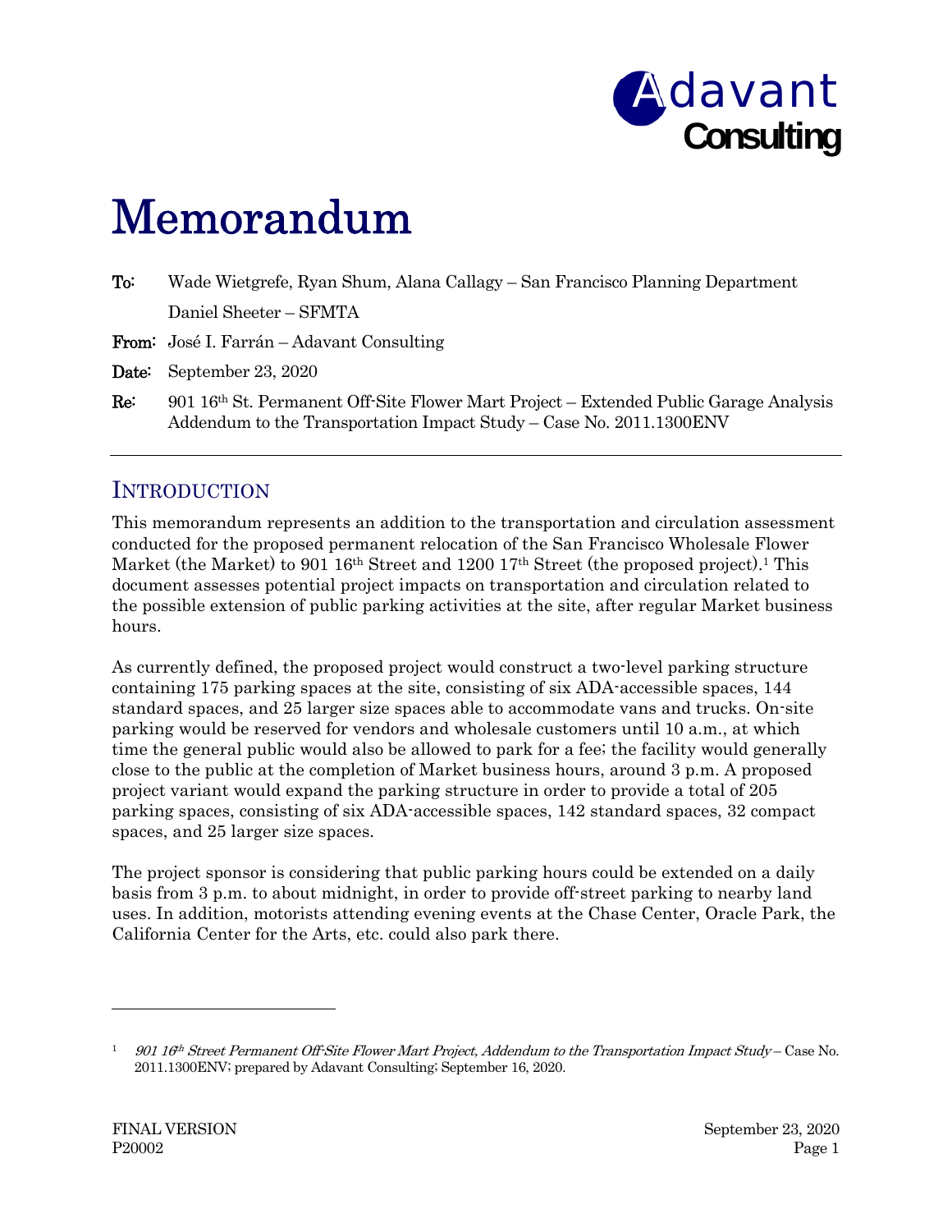# Memorandum

**To:** Wade Wietgrefe, Ryan Shum, Alana Callagy – San Francisco Planning Department

Daniel Sheeter – SFMTA

**From:** José I. Farrán – Adavant Consulting

**Date:** September 23, 2020

**Re:** 901 16th St. Permanent Off-Site Flower Mart Project – Extended Public Garage Analysis Addendum to the Transportation Impact Study – Case No. 2011.1300ENV

## INTRODUCTION

This memorandum represents an addition to the transportation and circulation assessment conducted for the proposed permanent relocation of the San Francisco Wholesale Flower Market (the Market) to 901 16th Street and 1200 17th Street (the proposed project).[1] This document assesses potential project impacts on transportation and circulation related to the possible extension of public parking activities at the site, after regular Market business hours.

As currently defined, the proposed project would construct a two-level parking structure containing 175 parking spaces at the site, consisting of six ADA-accessible spaces, 144 standard spaces, and 25 larger size spaces able to accommodate vans and trucks. On-site parking would be reserved for vendors and wholesale customers until 10 a.m., at which time the general public would also be allowed to park for a fee; the facility would generally close to the public at the completion of Market business hours, around 3 p.m. A proposed project variant would expand the parking structure in order to provide a total of 205 parking spaces, consisting of six ADA-accessible spaces, 142 standard spaces, 32 compact spaces, and 25 larger size spaces.

The project sponsor is considering that public parking hours could be extended on a daily basis from 3 p.m. to about midnight, in order to provide off-street parking to nearby land uses. In addition, motorists attending evening events at the Chase Center, Oracle Park, the California Center for the Arts, etc. could also park there.

---

[1] *901 16th Street Permanent Off-Site Flower Mart Project, Addendum to the Transportation Impact Study* – Case No. 2011.1300ENV; prepared by Adavant Consulting; September 16, 2020.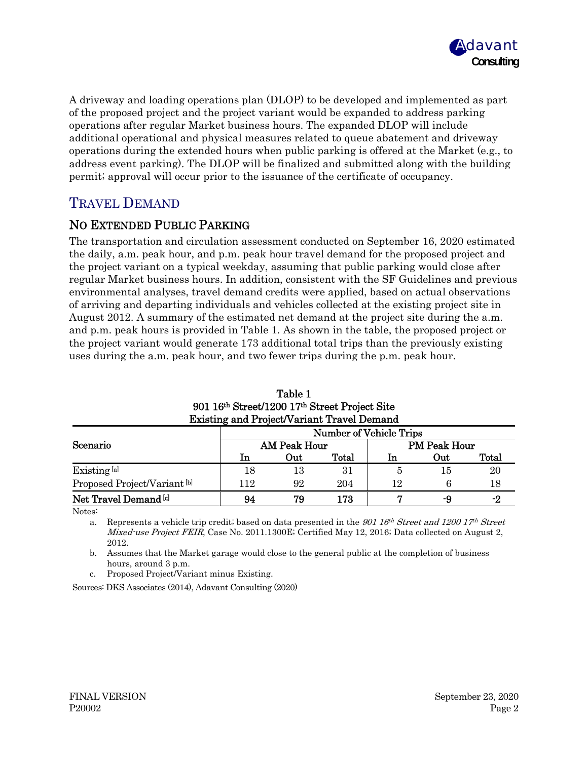A driveway and loading operations plan (DLOP) to be developed and implemented as part of the proposed project and the project variant would be expanded to address parking operations after regular Market business hours. The expanded DLOP will include additional operational and physical measures related to queue abatement and driveway operations during the extended hours when public parking is offered at the Market (e.g., to address event parking). The DLOP will be finalized and submitted along with the building permit; approval will occur prior to the issuance of the certificate of occupancy.

## TRAVEL DEMAND

### NO EXTENDED PUBLIC PARKING

The transportation and circulation assessment conducted on September 16, 2020 estimated the daily, a.m. peak hour, and p.m. peak hour travel demand for the proposed project and the project variant on a typical weekday, assuming that public parking would close after regular Market business hours. In addition, consistent with the SF Guidelines and previous environmental analyses, travel demand credits were applied, based on actual observations of arriving and departing individuals and vehicles collected at the existing project site in August 2012. A summary of the estimated net demand at the project site during the a.m. and p.m. peak hours is provided in Table 1. As shown in the table, the proposed project or the project variant would generate 173 additional total trips than the previously existing uses during the a.m. peak hour, and two fewer trips during the p.m. peak hour.

**Table 1**
**901 16th Street/1200 17th Street Project Site**
**Existing and Project/Variant Travel Demand**

| Scenario | Number of Vehicle Trips | | | | | |
|---|---|---|---|---|---|---|
| | AM Peak Hour | | | PM Peak Hour | | |
| | In | Out | Total | In | Out | Total |
| Existing [a] | 18 | 13 | 31 | 5 | 15 | 20 |
| Proposed Project/Variant [b] | 112 | 92 | 204 | 12 | 6 | 18 |
| **Net Travel Demand [c]** | **94** | **79** | **173** | **7** | **-9** | **-2** |

Notes:

a. Represents a vehicle trip credit; based on data presented in the *901 16th Street and 1200 17th Street Mixed-use Project FEIR*, Case No. 2011.1300E; Certified May 12, 2016; Data collected on August 2, 2012.

b. Assumes that the Market garage would close to the general public at the completion of business hours, around 3 p.m.

c. Proposed Project/Variant minus Existing.

Sources: DKS Associates (2014), Adavant Consulting (2020)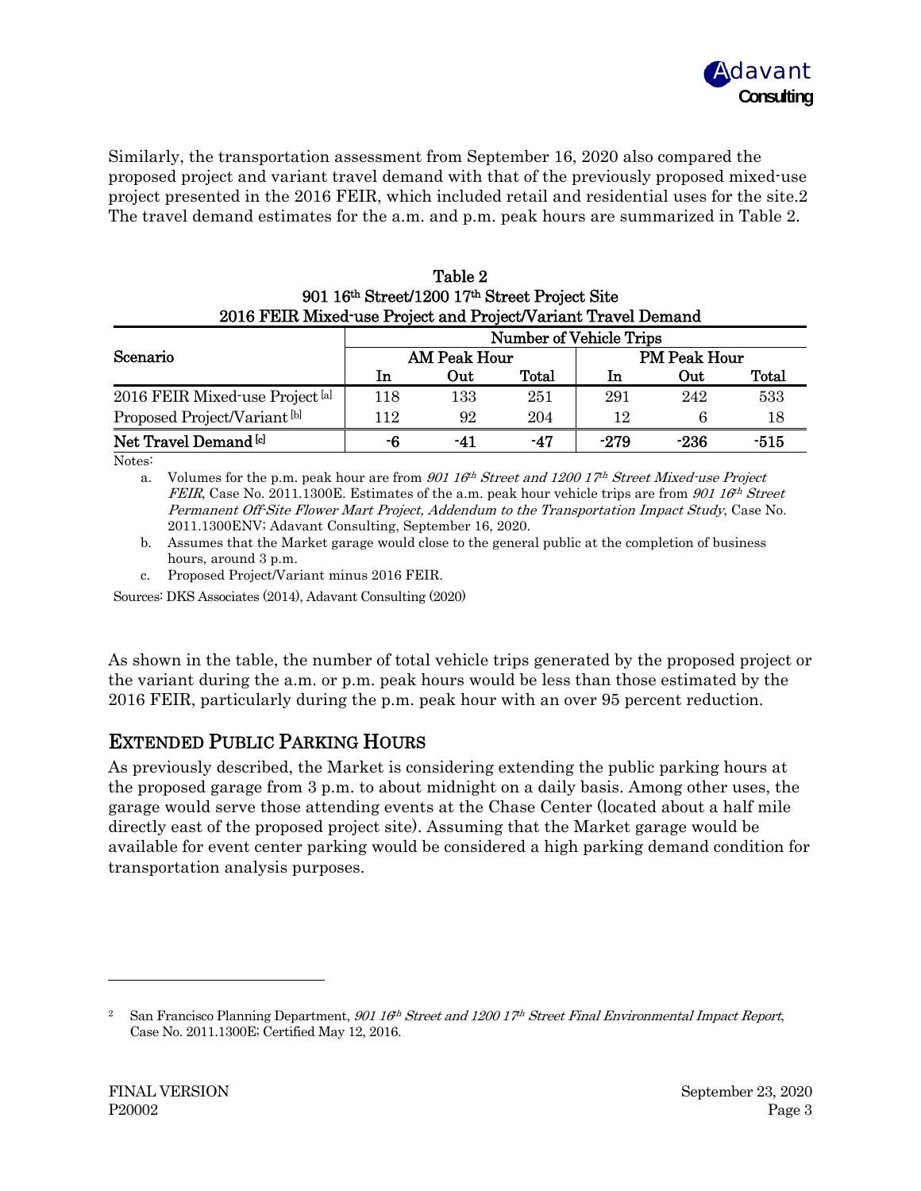Similarly, the transportation assessment from September 16, 2020 also compared the proposed project and variant travel demand with that of the previously proposed mixed-use project presented in the 2016 FEIR, which included retail and residential uses for the site.2 The travel demand estimates for the a.m. and p.m. peak hours are summarized in Table 2.

**Table 2**
**901 16th Street/1200 17th Street Project Site**
**2016 FEIR Mixed-use Project and Project/Variant Travel Demand**

| Scenario | Number of Vehicle Trips | | | | | |
|---|---|---|---|---|---|---|
| | AM Peak Hour | | | PM Peak Hour | | |
| | In | Out | Total | In | Out | Total |
| 2016 FEIR Mixed-use Project [a] | 118 | 133 | 251 | 291 | 242 | 533 |
| Proposed Project/Variant [b] | 112 | 92 | 204 | 12 | 6 | 18 |
| **Net Travel Demand [c]** | **-6** | **-41** | **-47** | **-279** | **-236** | **-515** |

Notes:

a. Volumes for the p.m. peak hour are from *901 16th Street and 1200 17th Street Mixed-use Project FEIR*, Case No. 2011.1300E. Estimates of the a.m. peak hour vehicle trips are from *901 16th Street Permanent Off-Site Flower Mart Project, Addendum to the Transportation Impact Study*, Case No. 2011.1300ENV; Adavant Consulting, September 16, 2020.

b. Assumes that the Market garage would close to the general public at the completion of business hours, around 3 p.m.

c. Proposed Project/Variant minus 2016 FEIR.

Sources: DKS Associates (2014), Adavant Consulting (2020)

As shown in the table, the number of total vehicle trips generated by the proposed project or the variant during the a.m. or p.m. peak hours would be less than those estimated by the 2016 FEIR, particularly during the p.m. peak hour with an over 95 percent reduction.

## EXTENDED PUBLIC PARKING HOURS

As previously described, the Market is considering extending the public parking hours at the proposed garage from 3 p.m. to about midnight on a daily basis. Among other uses, the garage would serve those attending events at the Chase Center (located about a half mile directly east of the proposed project site). Assuming that the Market garage would be available for event center parking would be considered a high parking demand condition for transportation analysis purposes.

---

2 San Francisco Planning Department, *901 16th Street and 1200 17th Street Final Environmental Impact Report*, Case No. 2011.1300E; Certified May 12, 2016.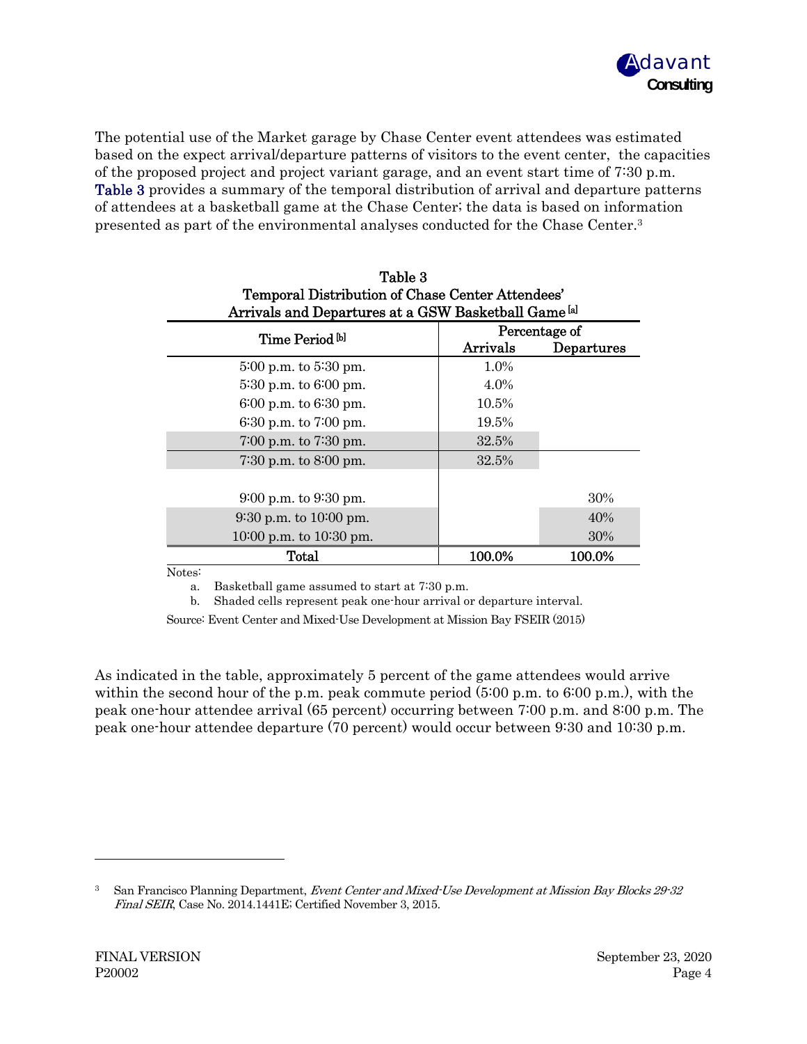The potential use of the Market garage by Chase Center event attendees was estimated based on the expect arrival/departure patterns of visitors to the event center, the capacities of the proposed project and project variant garage, and an event start time of 7:30 p.m. **Table 3** provides a summary of the temporal distribution of arrival and departure patterns of attendees at a basketball game at the Chase Center; the data is based on information presented as part of the environmental analyses conducted for the Chase Center.[3]

**Table 3**
**Temporal Distribution of Chase Center Attendees' Arrivals and Departures at a GSW Basketball Game [a]**

| Time Period [b] | Percentage of | |
|---|---|---|
| | Arrivals | Departures |
| 5:00 p.m. to 5:30 pm. | 1.0% | |
| 5:30 p.m. to 6:00 pm. | 4.0% | |
| 6:00 p.m. to 6:30 pm. | 10.5% | |
| 6:30 p.m. to 7:00 pm. | 19.5% | |
| 7:00 p.m. to 7:30 pm. | 32.5% | |
| 7:30 p.m. to 8:00 pm. | 32.5% | |
| 9:00 p.m. to 9:30 pm. | | 30% |
| 9:30 p.m. to 10:00 pm. | | 40% |
| 10:00 p.m. to 10:30 pm. | | 30% |
| **Total** | **100.0%** | **100.0%** |

Notes:

a. Basketball game assumed to start at 7:30 p.m.

b. Shaded cells represent peak one-hour arrival or departure interval.

Source: Event Center and Mixed-Use Development at Mission Bay FSEIR (2015)

As indicated in the table, approximately 5 percent of the game attendees would arrive within the second hour of the p.m. peak commute period (5:00 p.m. to 6:00 p.m.), with the peak one-hour attendee arrival (65 percent) occurring between 7:00 p.m. and 8:00 p.m. The peak one-hour attendee departure (70 percent) would occur between 9:30 and 10:30 p.m.

---

[3] San Francisco Planning Department, *Event Center and Mixed-Use Development at Mission Bay Blocks 29-32 Final SEIR*, Case No. 2014.1441E; Certified November 3, 2015.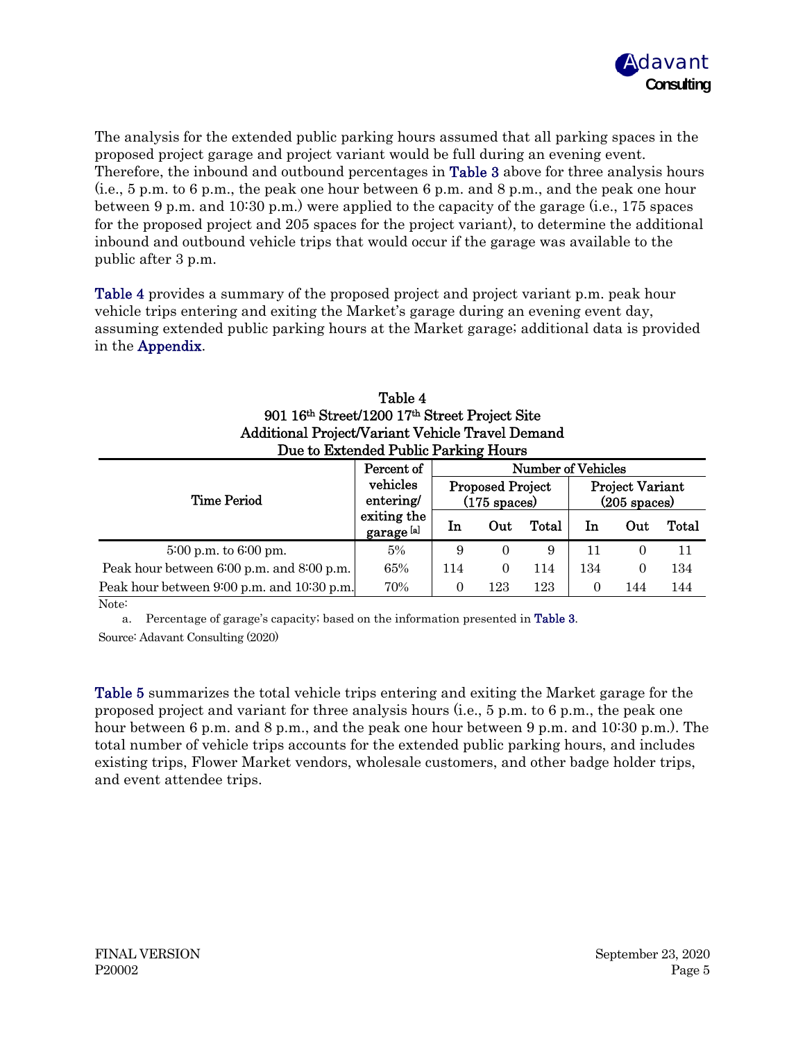The analysis for the extended public parking hours assumed that all parking spaces in the proposed project garage and project variant would be full during an evening event. Therefore, the inbound and outbound percentages in Table 3 above for three analysis hours (i.e., 5 p.m. to 6 p.m., the peak one hour between 6 p.m. and 8 p.m., and the peak one hour between 9 p.m. and 10:30 p.m.) were applied to the capacity of the garage (i.e., 175 spaces for the proposed project and 205 spaces for the project variant), to determine the additional inbound and outbound vehicle trips that would occur if the garage was available to the public after 3 p.m.

Table 4 provides a summary of the proposed project and project variant p.m. peak hour vehicle trips entering and exiting the Market's garage during an evening event day, assuming extended public parking hours at the Market garage; additional data is provided in the Appendix.

**Table 4**
**901 16th Street/1200 17th Street Project Site**
**Additional Project/Variant Vehicle Travel Demand**
**Due to Extended Public Parking Hours**

| Time Period | Percent of vehicles entering/ exiting the garage [a] | Number of Vehicles | | | | | |
|---|---|---|---|---|---|---|---|
| | | Proposed Project (175 spaces) | | | Project Variant (205 spaces) | | |
| | | In | Out | Total | In | Out | Total |
| 5:00 p.m. to 6:00 pm. | 5% | 9 | 0 | 9 | 11 | 0 | 11 |
| Peak hour between 6:00 p.m. and 8:00 p.m. | 65% | 114 | 0 | 114 | 134 | 0 | 134 |
| Peak hour between 9:00 p.m. and 10:30 p.m. | 70% | 0 | 123 | 123 | 0 | 144 | 144 |

Note:

a. Percentage of garage's capacity; based on the information presented in Table 3.

Source: Adavant Consulting (2020)

Table 5 summarizes the total vehicle trips entering and exiting the Market garage for the proposed project and variant for three analysis hours (i.e., 5 p.m. to 6 p.m., the peak one hour between 6 p.m. and 8 p.m., and the peak one hour between 9 p.m. and 10:30 p.m.). The total number of vehicle trips accounts for the extended public parking hours, and includes existing trips, Flower Market vendors, wholesale customers, and other badge holder trips, and event attendee trips.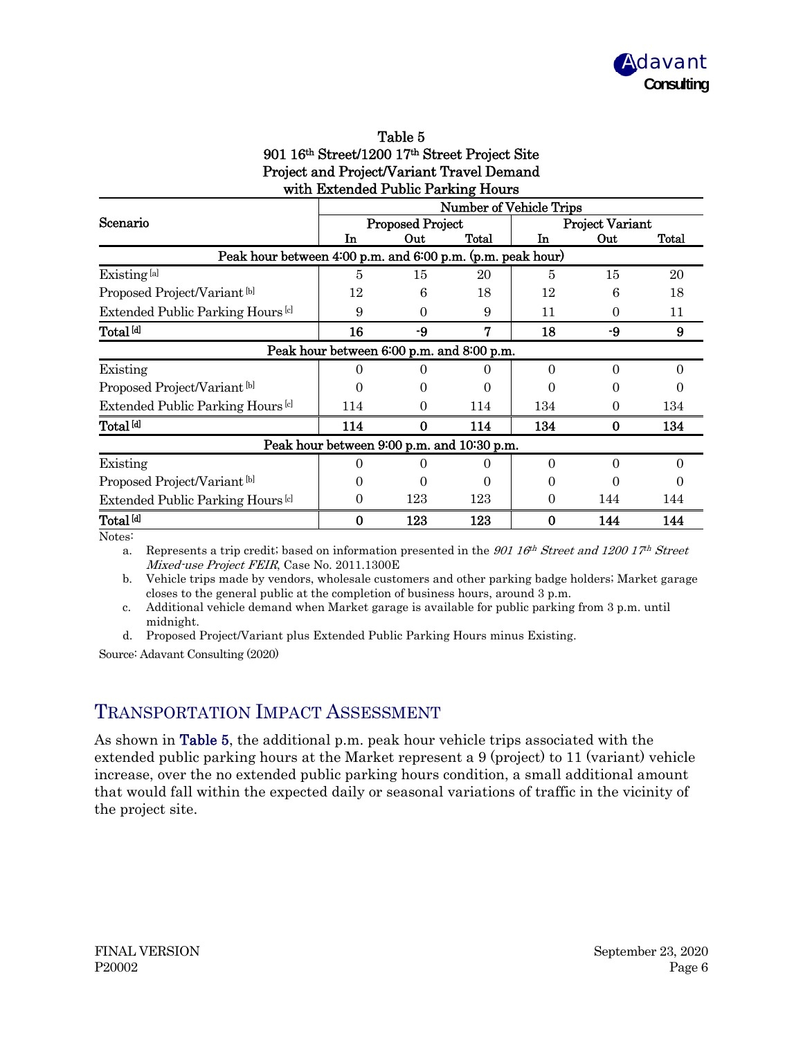Table 5
901 16th Street/1200 17th Street Project Site
Project and Project/Variant Travel Demand
with Extended Public Parking Hours

| Scenario | Number of Vehicle Trips | | | | | |
|---|---|---|---|---|---|---|
| | Proposed Project | | | Project Variant | | |
| | In | Out | Total | In | Out | Total |
| **Peak hour between 4:00 p.m. and 6:00 p.m. (p.m. peak hour)** | | | | | | |
| Existing [a] | 5 | 15 | 20 | 5 | 15 | 20 |
| Proposed Project/Variant [b] | 12 | 6 | 18 | 12 | 6 | 18 |
| Extended Public Parking Hours [c] | 9 | 0 | 9 | 11 | 0 | 11 |
| **Total [d]** | **16** | **-9** | **7** | **18** | **-9** | **9** |
| **Peak hour between 6:00 p.m. and 8:00 p.m.** | | | | | | |
| Existing | 0 | 0 | 0 | 0 | 0 | 0 |
| Proposed Project/Variant [b] | 0 | 0 | 0 | 0 | 0 | 0 |
| Extended Public Parking Hours [c] | 114 | 0 | 114 | 134 | 0 | 134 |
| **Total [d]** | **114** | **0** | **114** | **134** | **0** | **134** |
| **Peak hour between 9:00 p.m. and 10:30 p.m.** | | | | | | |
| Existing | 0 | 0 | 0 | 0 | 0 | 0 |
| Proposed Project/Variant [b] | 0 | 0 | 0 | 0 | 0 | 0 |
| Extended Public Parking Hours [c] | 0 | 123 | 123 | 0 | 144 | 144 |
| **Total [d]** | **0** | **123** | **123** | **0** | **144** | **144** |

Notes:

a. Represents a trip credit; based on information presented in the *901 16th Street and 1200 17th Street Mixed-use Project FEIR*, Case No. 2011.1300E

b. Vehicle trips made by vendors, wholesale customers and other parking badge holders; Market garage closes to the general public at the completion of business hours, around 3 p.m.

c. Additional vehicle demand when Market garage is available for public parking from 3 p.m. until midnight.

d. Proposed Project/Variant plus Extended Public Parking Hours minus Existing.

Source: Adavant Consulting (2020)

## TRANSPORTATION IMPACT ASSESSMENT

As shown in **Table 5**, the additional p.m. peak hour vehicle trips associated with the extended public parking hours at the Market represent a 9 (project) to 11 (variant) vehicle increase, over the no extended public parking hours condition, a small additional amount that would fall within the expected daily or seasonal variations of traffic in the vicinity of the project site.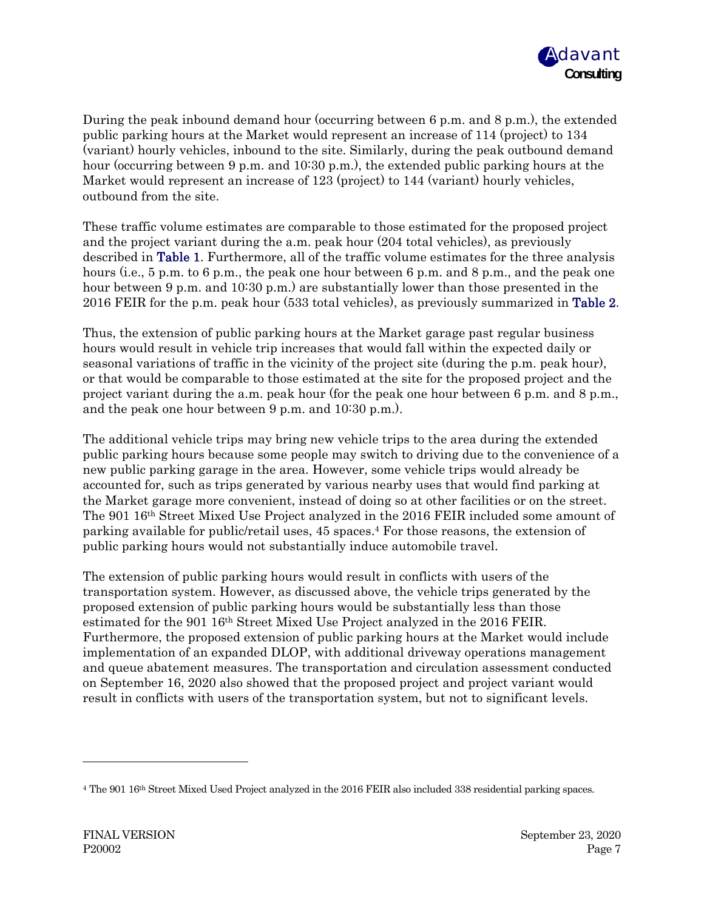During the peak inbound demand hour (occurring between 6 p.m. and 8 p.m.), the extended public parking hours at the Market would represent an increase of 114 (project) to 134 (variant) hourly vehicles, inbound to the site. Similarly, during the peak outbound demand hour (occurring between 9 p.m. and 10:30 p.m.), the extended public parking hours at the Market would represent an increase of 123 (project) to 144 (variant) hourly vehicles, outbound from the site.

These traffic volume estimates are comparable to those estimated for the proposed project and the project variant during the a.m. peak hour (204 total vehicles), as previously described in Table 1. Furthermore, all of the traffic volume estimates for the three analysis hours (i.e., 5 p.m. to 6 p.m., the peak one hour between 6 p.m. and 8 p.m., and the peak one hour between 9 p.m. and 10:30 p.m.) are substantially lower than those presented in the 2016 FEIR for the p.m. peak hour (533 total vehicles), as previously summarized in Table 2.

Thus, the extension of public parking hours at the Market garage past regular business hours would result in vehicle trip increases that would fall within the expected daily or seasonal variations of traffic in the vicinity of the project site (during the p.m. peak hour), or that would be comparable to those estimated at the site for the proposed project and the project variant during the a.m. peak hour (for the peak one hour between 6 p.m. and 8 p.m., and the peak one hour between 9 p.m. and 10:30 p.m.).

The additional vehicle trips may bring new vehicle trips to the area during the extended public parking hours because some people may switch to driving due to the convenience of a new public parking garage in the area. However, some vehicle trips would already be accounted for, such as trips generated by various nearby uses that would find parking at the Market garage more convenient, instead of doing so at other facilities or on the street. The 901 16th Street Mixed Use Project analyzed in the 2016 FEIR included some amount of parking available for public/retail uses, 45 spaces.[4] For those reasons, the extension of public parking hours would not substantially induce automobile travel.

The extension of public parking hours would result in conflicts with users of the transportation system. However, as discussed above, the vehicle trips generated by the proposed extension of public parking hours would be substantially less than those estimated for the 901 16th Street Mixed Use Project analyzed in the 2016 FEIR. Furthermore, the proposed extension of public parking hours at the Market would include implementation of an expanded DLOP, with additional driveway operations management and queue abatement measures. The transportation and circulation assessment conducted on September 16, 2020 also showed that the proposed project and project variant would result in conflicts with users of the transportation system, but not to significant levels.

---

[4] The 901 16th Street Mixed Used Project analyzed in the 2016 FEIR also included 338 residential parking spaces.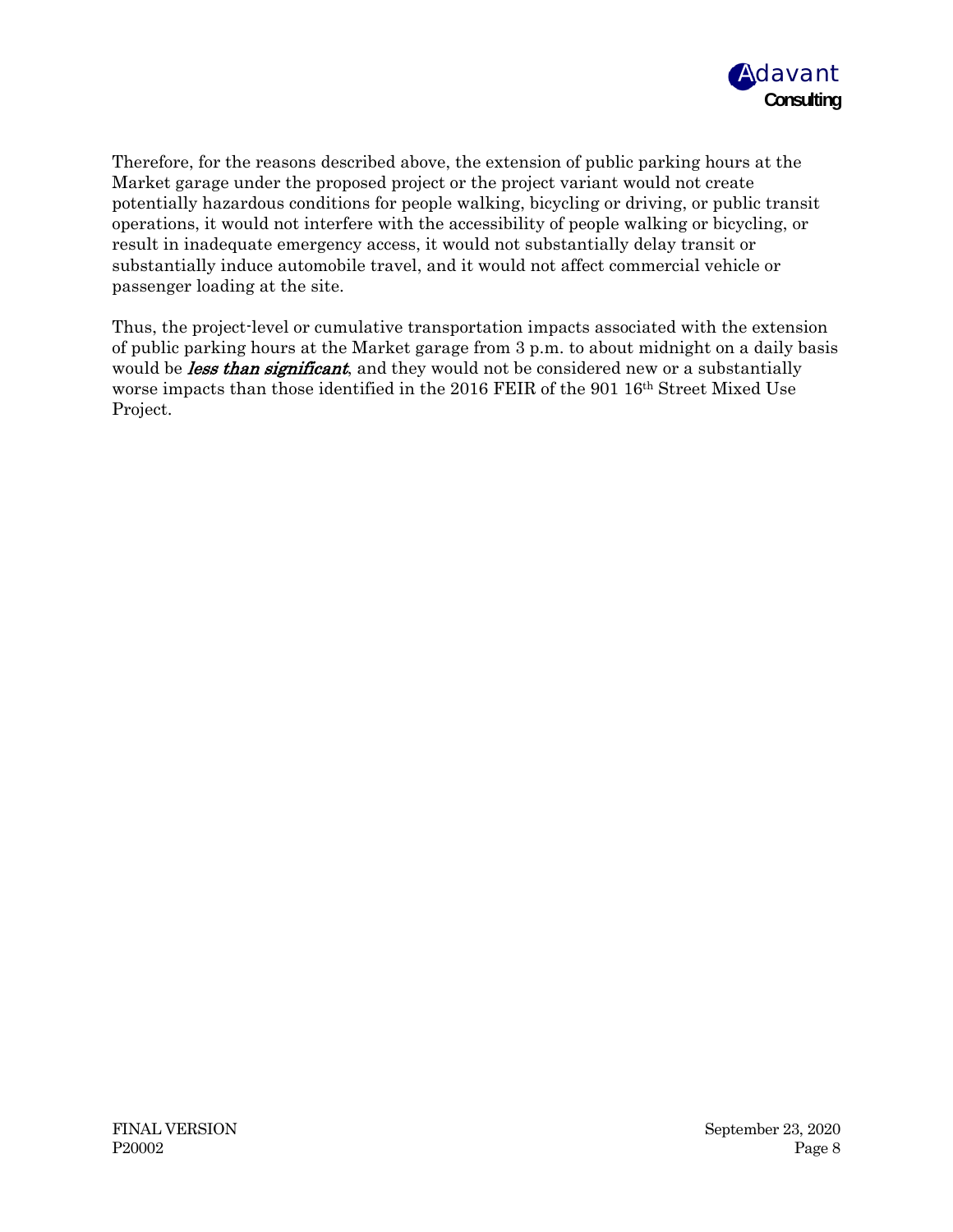Therefore, for the reasons described above, the extension of public parking hours at the Market garage under the proposed project or the project variant would not create potentially hazardous conditions for people walking, bicycling or driving, or public transit operations, it would not interfere with the accessibility of people walking or bicycling, or result in inadequate emergency access, it would not substantially delay transit or substantially induce automobile travel, and it would not affect commercial vehicle or passenger loading at the site.

Thus, the project-level or cumulative transportation impacts associated with the extension of public parking hours at the Market garage from 3 p.m. to about midnight on a daily basis would be ***less than significant***, and they would not be considered new or a substantially worse impacts than those identified in the 2016 FEIR of the 901 16th Street Mixed Use Project.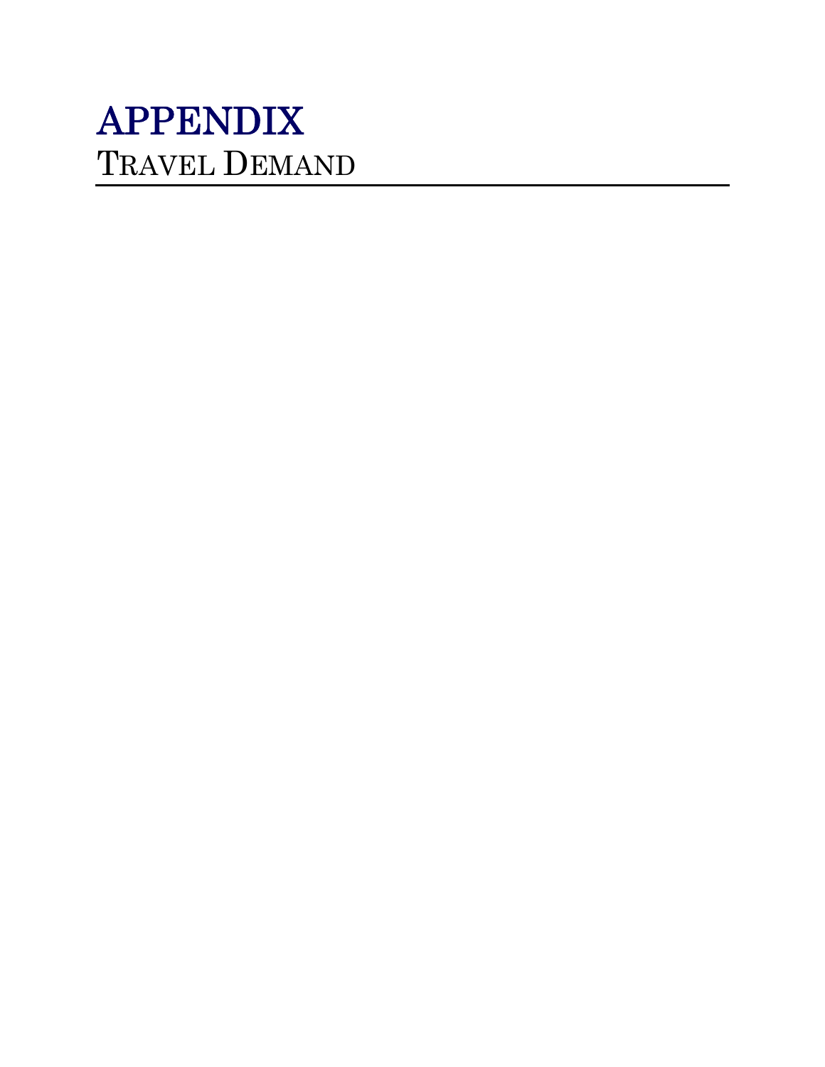# APPENDIX

## TRAVEL DEMAND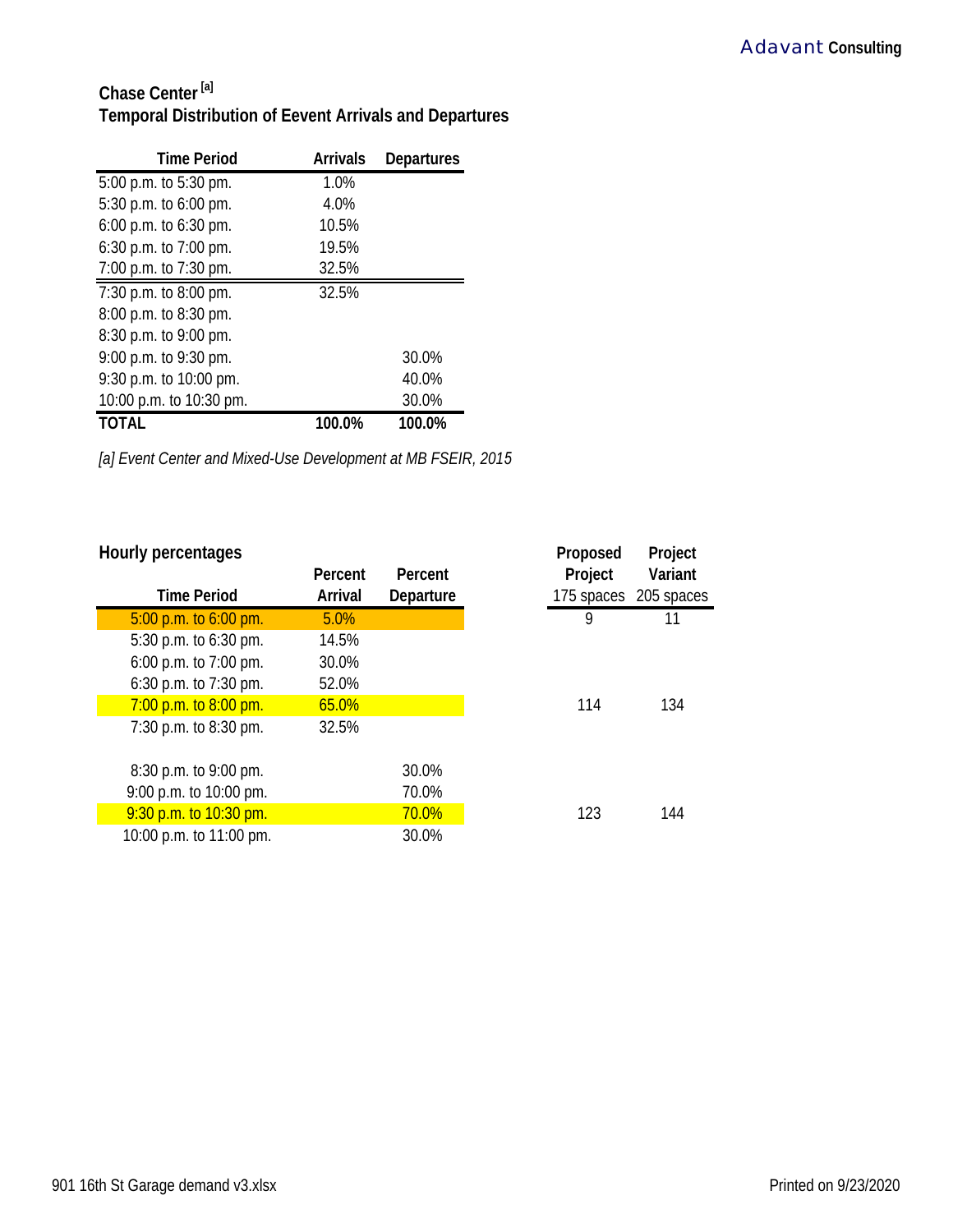Adavant Consulting

## Chase Center [a]
## Temporal Distribution of Eevent Arrivals and Departures

| Time Period | Arrivals | Departures |
|---|---|---|
| 5:00 p.m. to 5:30 pm. | 1.0% | |
| 5:30 p.m. to 6:00 pm. | 4.0% | |
| 6:00 p.m. to 6:30 pm. | 10.5% | |
| 6:30 p.m. to 7:00 pm. | 19.5% | |
| 7:00 p.m. to 7:30 pm. | 32.5% | |
| 7:30 p.m. to 8:00 pm. | 32.5% | |
| 8:00 p.m. to 8:30 pm. | | |
| 8:30 p.m. to 9:00 pm. | | |
| 9:00 p.m. to 9:30 pm. | | 30.0% |
| 9:30 p.m. to 10:00 pm. | | 40.0% |
| 10:00 p.m. to 10:30 pm. | | 30.0% |
| **TOTAL** | **100.0%** | **100.0%** |

*[a] Event Center and Mixed-Use Development at MB FSEIR, 2015*

### Hourly percentages

| Time Period | Percent Arrival | Percent Departure | Proposed Project 175 spaces | Project Variant 205 spaces |
|---|---|---|---|---|
| 5:00 p.m. to 6:00 pm. | 5.0% | | 9 | 11 |
| 5:30 p.m. to 6:30 pm. | 14.5% | | | |
| 6:00 p.m. to 7:00 pm. | 30.0% | | | |
| 6:30 p.m. to 7:30 pm. | 52.0% | | | |
| 7:00 p.m. to 8:00 pm. | 65.0% | | 114 | 134 |
| 7:30 p.m. to 8:30 pm. | 32.5% | | | |
| 8:30 p.m. to 9:00 pm. | | 30.0% | | |
| 9:00 p.m. to 10:00 pm. | | 70.0% | | |
| 9:30 p.m. to 10:30 pm. | | 70.0% | 123 | 144 |
| 10:00 p.m. to 11:00 pm. | | 30.0% | | |

901 16th St Garage demand v3.xlsx

Printed on 9/23/2020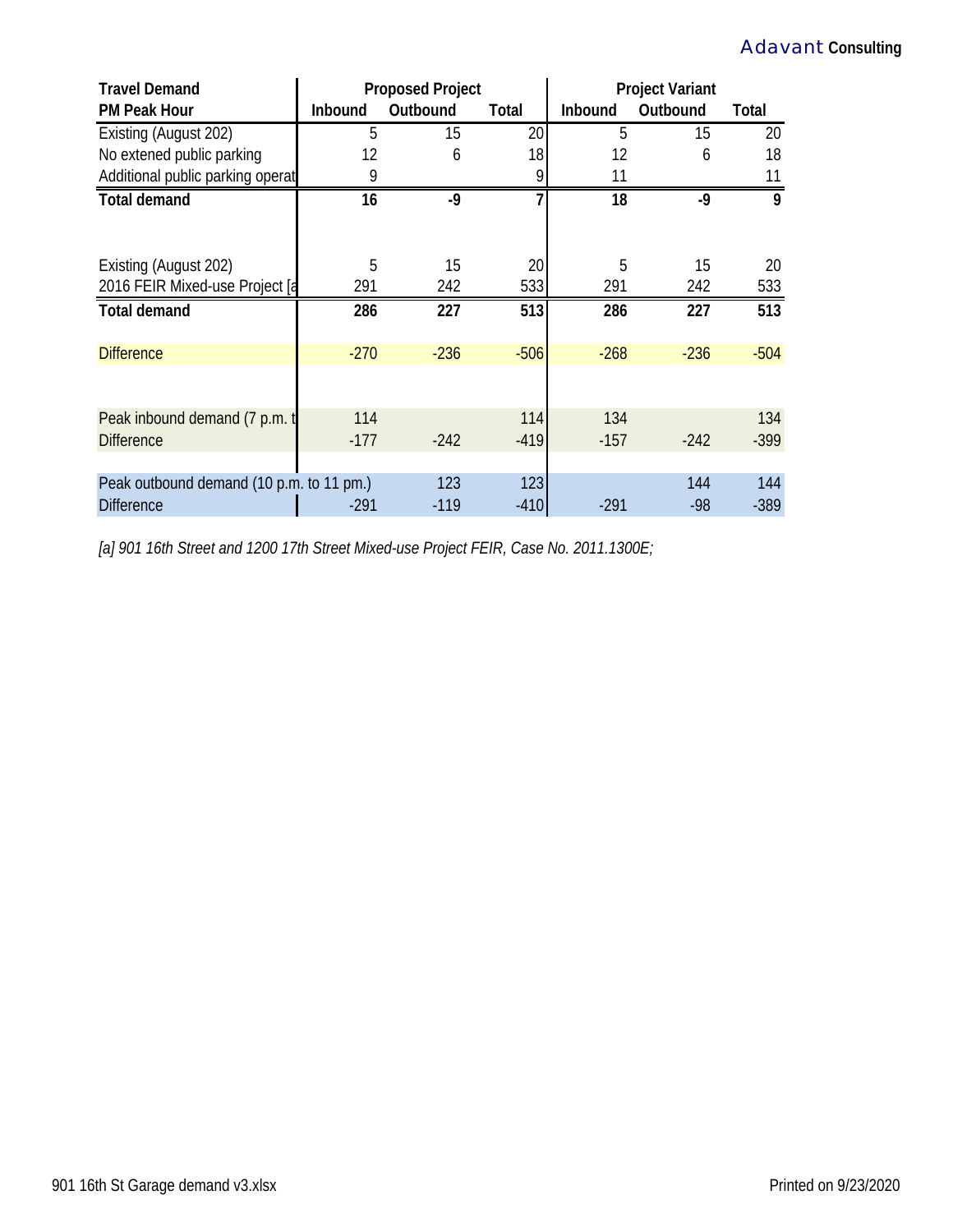Adavant Consulting

| Travel Demand | Proposed Project | | | Project Variant | | |
|---|---|---|---|---|---|---|
| PM Peak Hour | Inbound | Outbound | Total | Inbound | Outbound | Total |
| Existing (August 202) | 5 | 15 | 20 | 5 | 15 | 20 |
| No extened public parking | 12 | 6 | 18 | 12 | 6 | 18 |
| Additional public parking operat | 9 | | 9 | 11 | | 11 |
| **Total demand** | **16** | **-9** | **7** | **18** | **-9** | **9** |
| | | | | | | |
| Existing (August 202) | 5 | 15 | 20 | 5 | 15 | 20 |
| 2016 FEIR Mixed-use Project [a | 291 | 242 | 533 | 291 | 242 | 533 |
| **Total demand** | **286** | **227** | **513** | **286** | **227** | **513** |
| | | | | | | |
| Difference | -270 | -236 | -506 | -268 | -236 | -504 |
| | | | | | | |
| Peak inbound demand (7 p.m. t | 114 | | 114 | 134 | | 134 |
| Difference | -177 | -242 | -419 | -157 | -242 | -399 |
| | | | | | | |
| Peak outbound demand (10 p.m. to 11 pm.) | | 123 | 123 | | 144 | 144 |
| Difference | -291 | -119 | -410 | -291 | -98 | -389 |

*[a] 901 16th Street and 1200 17th Street Mixed-use Project FEIR, Case No. 2011.1300E;*

901 16th St Garage demand v3.xlsx

Printed on 9/23/2020